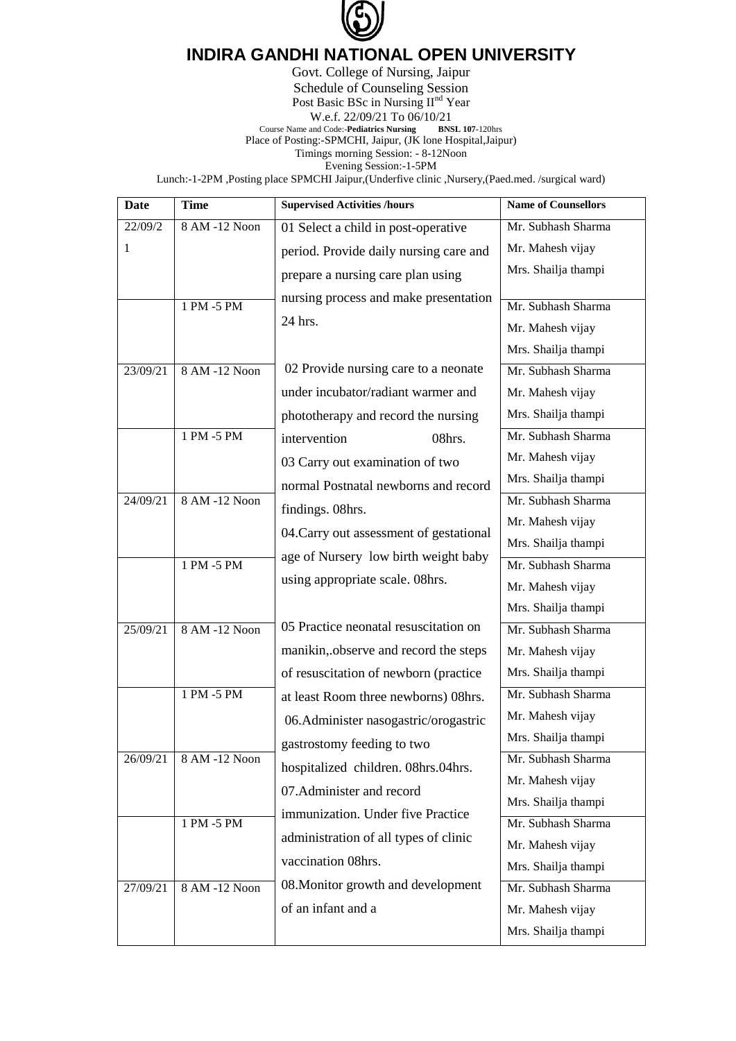# INDIRA GANDHI NATIONAL OPEN UNIVERSITY

Govt. College of Nursing, Jaipur
Schedule of Counseling Session
Post Basic BSc in Nursing II[nd] Year
W.e.f. 22/09/21 To 06/10/21
Course Name and Code:-**Pediatrics Nursing** **BNSL 107**-120hrs
Place of Posting:-SPMCHI, Jaipur, (JK lone Hospital,Jaipur)
Timings morning Session: - 8-12Noon
Evening Session:-1-5PM
Lunch:-1-2PM ,Posting place SPMCHI Jaipur,(Underfive clinic ,Nursery,(Paed.med. /surgical ward)

| Date | Time | Supervised Activities /hours | Name of Counsellors |
|---|---|---|---|
| 22/09/21 | 8 AM -12 Noon | 01 Select a child in post-operative period. Provide daily nursing care and prepare a nursing care plan using nursing process and make presentation 24 hrs.<br><br>02 Provide nursing care to a neonate under incubator/radiant warmer and phototherapy and record the nursing intervention 08hrs.<br>03 Carry out examination of two normal Postnatal newborns and record findings. 08hrs.<br>04.Carry out assessment of gestational age of Nursery low birth weight baby using appropriate scale. 08hrs.<br><br>05 Practice neonatal resuscitation on manikin,.observe and record the steps of resuscitation of newborn (practice at least Room three newborns) 08hrs.<br>06.Administer nasogastric/orogastric gastrostomy feeding to two hospitalized children. 08hrs.04hrs.<br>07.Administer and record immunization. Under five Practice administration of all types of clinic vaccination 08hrs.<br>08.Monitor growth and development of an infant and a | Mr. Subhash Sharma<br>Mr. Mahesh vijay<br>Mrs. Shailja thampi |
| | 1 PM -5 PM | | Mr. Subhash Sharma<br>Mr. Mahesh vijay<br>Mrs. Shailja thampi |
| 23/09/21 | 8 AM -12 Noon | | Mr. Subhash Sharma<br>Mr. Mahesh vijay<br>Mrs. Shailja thampi |
| | 1 PM -5 PM | | Mr. Subhash Sharma<br>Mr. Mahesh vijay<br>Mrs. Shailja thampi |
| 24/09/21 | 8 AM -12 Noon | | Mr. Subhash Sharma<br>Mr. Mahesh vijay<br>Mrs. Shailja thampi |
| | 1 PM -5 PM | | Mr. Subhash Sharma<br>Mr. Mahesh vijay<br>Mrs. Shailja thampi |
| 25/09/21 | 8 AM -12 Noon | | Mr. Subhash Sharma<br>Mr. Mahesh vijay<br>Mrs. Shailja thampi |
| | 1 PM -5 PM | | Mr. Subhash Sharma<br>Mr. Mahesh vijay<br>Mrs. Shailja thampi |
| 26/09/21 | 8 AM -12 Noon | | Mr. Subhash Sharma<br>Mr. Mahesh vijay<br>Mrs. Shailja thampi |
| | 1 PM -5 PM | | Mr. Subhash Sharma<br>Mr. Mahesh vijay<br>Mrs. Shailja thampi |
| 27/09/21 | 8 AM -12 Noon | | Mr. Subhash Sharma<br>Mr. Mahesh vijay<br>Mrs. Shailja thampi |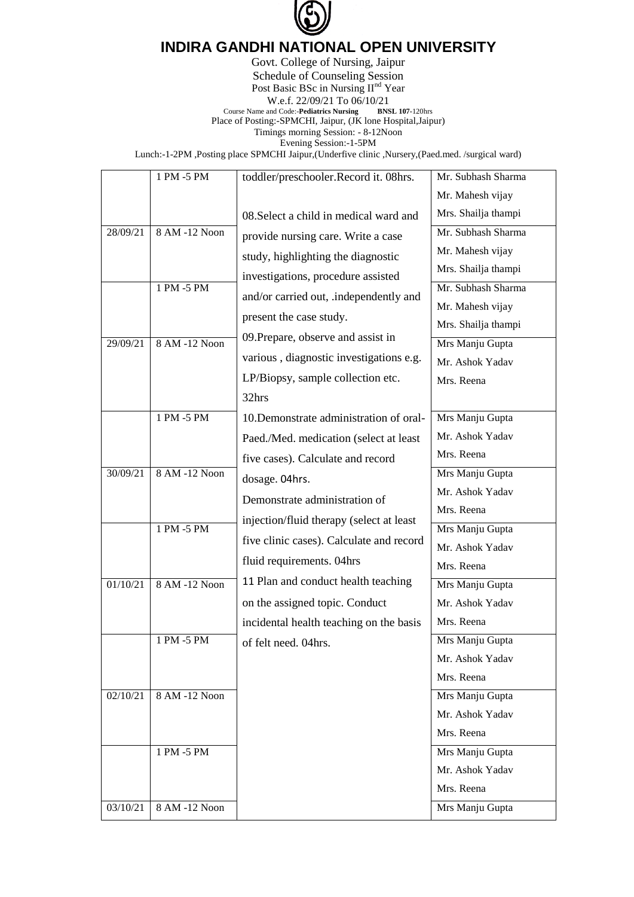# INDIRA GANDHI NATIONAL OPEN UNIVERSITY

Govt. College of Nursing, Jaipur

Schedule of Counseling Session

Post Basic BSc in Nursing II[nd] Year

W.e.f. 22/09/21 To 06/10/21

Course Name and Code:-**Pediatrics Nursing** **BNSL 107**-120hrs

Place of Posting:-SPMCHI, Jaipur, (JK lone Hospital,Jaipur)

Timings morning Session: - 8-12Noon

Evening Session:-1-5PM

Lunch:-1-2PM ,Posting place SPMCHI Jaipur,(Underfive clinic ,Nursery,(Paed.med. /surgical ward)

| | | | |
|---|---|---|---|
| | 1 PM -5 PM | toddler/preschooler.Record it. 08hrs.<br><br>08.Select a child in medical ward and provide nursing care. Write a case study, highlighting the diagnostic investigations, procedure assisted and/or carried out, .independently and present the case study.<br>09.Prepare, observe and assist in various , diagnostic investigations e.g. LP/Biopsy, sample collection etc. 32hrs<br>10.Demonstrate administration of oral-Paed./Med. medication (select at least five cases). Calculate and record dosage. 04hrs.<br>Demonstrate administration of injection/fluid therapy (select at least five clinic cases). Calculate and record fluid requirements. 04hrs<br>11 Plan and conduct health teaching on the assigned topic. Conduct incidental health teaching on the basis of felt need. 04hrs. | Mr. Subhash Sharma<br>Mr. Mahesh vijay<br>Mrs. Shailja thampi |
| 28/09/21 | 8 AM -12 Noon | | Mr. Subhash Sharma<br>Mr. Mahesh vijay<br>Mrs. Shailja thampi |
| | 1 PM -5 PM | | Mr. Subhash Sharma<br>Mr. Mahesh vijay<br>Mrs. Shailja thampi |
| 29/09/21 | 8 AM -12 Noon | | Mrs Manju Gupta<br>Mr. Ashok Yadav<br>Mrs. Reena |
| | 1 PM -5 PM | | Mrs Manju Gupta<br>Mr. Ashok Yadav<br>Mrs. Reena |
| 30/09/21 | 8 AM -12 Noon | | Mrs Manju Gupta<br>Mr. Ashok Yadav<br>Mrs. Reena |
| | 1 PM -5 PM | | Mrs Manju Gupta<br>Mr. Ashok Yadav<br>Mrs. Reena |
| 01/10/21 | 8 AM -12 Noon | | Mrs Manju Gupta<br>Mr. Ashok Yadav<br>Mrs. Reena |
| | 1 PM -5 PM | | Mrs Manju Gupta<br>Mr. Ashok Yadav<br>Mrs. Reena |
| 02/10/21 | 8 AM -12 Noon | | Mrs Manju Gupta<br>Mr. Ashok Yadav<br>Mrs. Reena |
| | 1 PM -5 PM | | Mrs Manju Gupta<br>Mr. Ashok Yadav<br>Mrs. Reena |
| 03/10/21 | 8 AM -12 Noon | | Mrs Manju Gupta |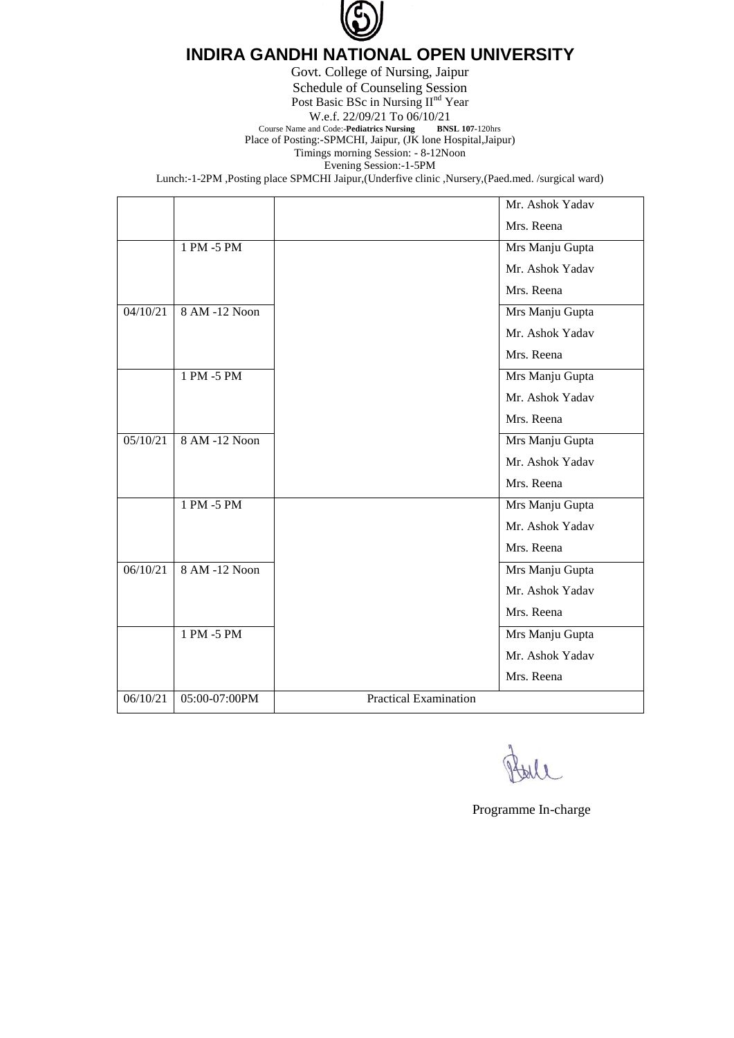# INDIRA GANDHI NATIONAL OPEN UNIVERSITY

Govt. College of Nursing, Jaipur

Schedule of Counseling Session

Post Basic BSc in Nursing II[nd] Year

W.e.f. 22/09/21 To 06/10/21

Course Name and Code:-**Pediatrics Nursing** **BNSL 107**-120hrs

Place of Posting:-SPMCHI, Jaipur, (JK lone Hospital,Jaipur)

Timings morning Session: - 8-12Noon

Evening Session:-1-5PM

Lunch:-1-2PM ,Posting place SPMCHI Jaipur,(Underfive clinic ,Nursery,(Paed.med. /surgical ward)

| | | | |
|---|---|---|---|
| | | | Mr. Ashok Yadav<br>Mrs. Reena |
| | 1 PM -5 PM | | Mrs Manju Gupta<br>Mr. Ashok Yadav<br>Mrs. Reena |
| 04/10/21 | 8 AM -12 Noon | | Mrs Manju Gupta<br>Mr. Ashok Yadav<br>Mrs. Reena |
| | 1 PM -5 PM | | Mrs Manju Gupta<br>Mr. Ashok Yadav<br>Mrs. Reena |
| 05/10/21 | 8 AM -12 Noon | | Mrs Manju Gupta<br>Mr. Ashok Yadav<br>Mrs. Reena |
| | 1 PM -5 PM | | Mrs Manju Gupta<br>Mr. Ashok Yadav<br>Mrs. Reena |
| 06/10/21 | 8 AM -12 Noon | | Mrs Manju Gupta<br>Mr. Ashok Yadav<br>Mrs. Reena |
| | 1 PM -5 PM | | Mrs Manju Gupta<br>Mr. Ashok Yadav<br>Mrs. Reena |
| 06/10/21 | 05:00-07:00PM | Practical Examination | |

Programme In-charge